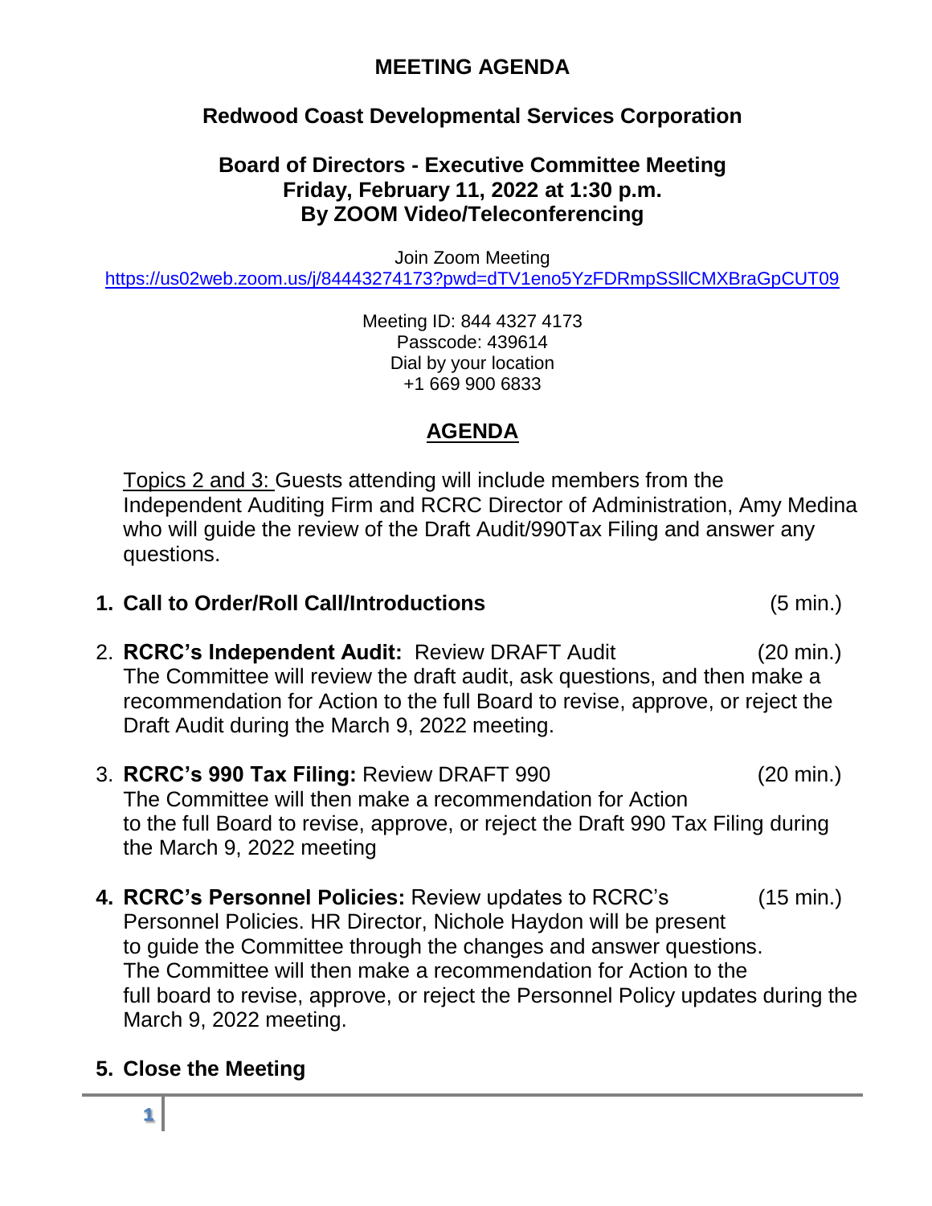# MEETING AGENDA

## Redwood Coast Developmental Services Corporation

### Board of Directors - Executive Committee Meeting
### Friday, February 11, 2022 at 1:30 p.m.
### By ZOOM Video/Teleconferencing

Join Zoom Meeting
https://us02web.zoom.us/j/84443274173?pwd=dTV1eno5YzFDRmpSSllCMXBraGpCUT09

Meeting ID: 844 4327 4173
Passcode: 439614
Dial by your location
+1 669 900 6833

## AGENDA

Topics 2 and 3: Guests attending will include members from the Independent Auditing Firm and RCRC Director of Administration, Amy Medina who will guide the review of the Draft Audit/990Tax Filing and answer any questions.

1. **Call to Order/Roll Call/Introductions** (5 min.)

2. **RCRC's Independent Audit:** Review DRAFT Audit (20 min.)
   The Committee will review the draft audit, ask questions, and then make a recommendation for Action to the full Board to revise, approve, or reject the Draft Audit during the March 9, 2022 meeting.

3. **RCRC's 990 Tax Filing:** Review DRAFT 990 (20 min.)
   The Committee will then make a recommendation for Action to the full Board to revise, approve, or reject the Draft 990 Tax Filing during the March 9, 2022 meeting

4. **RCRC's Personnel Policies:** Review updates to RCRC's Personnel Policies. HR Director, Nichole Haydon will be present to guide the Committee through the changes and answer questions. The Committee will then make a recommendation for Action to the full board to revise, approve, or reject the Personnel Policy updates during the March 9, 2022 meeting. (15 min.)

5. **Close the Meeting**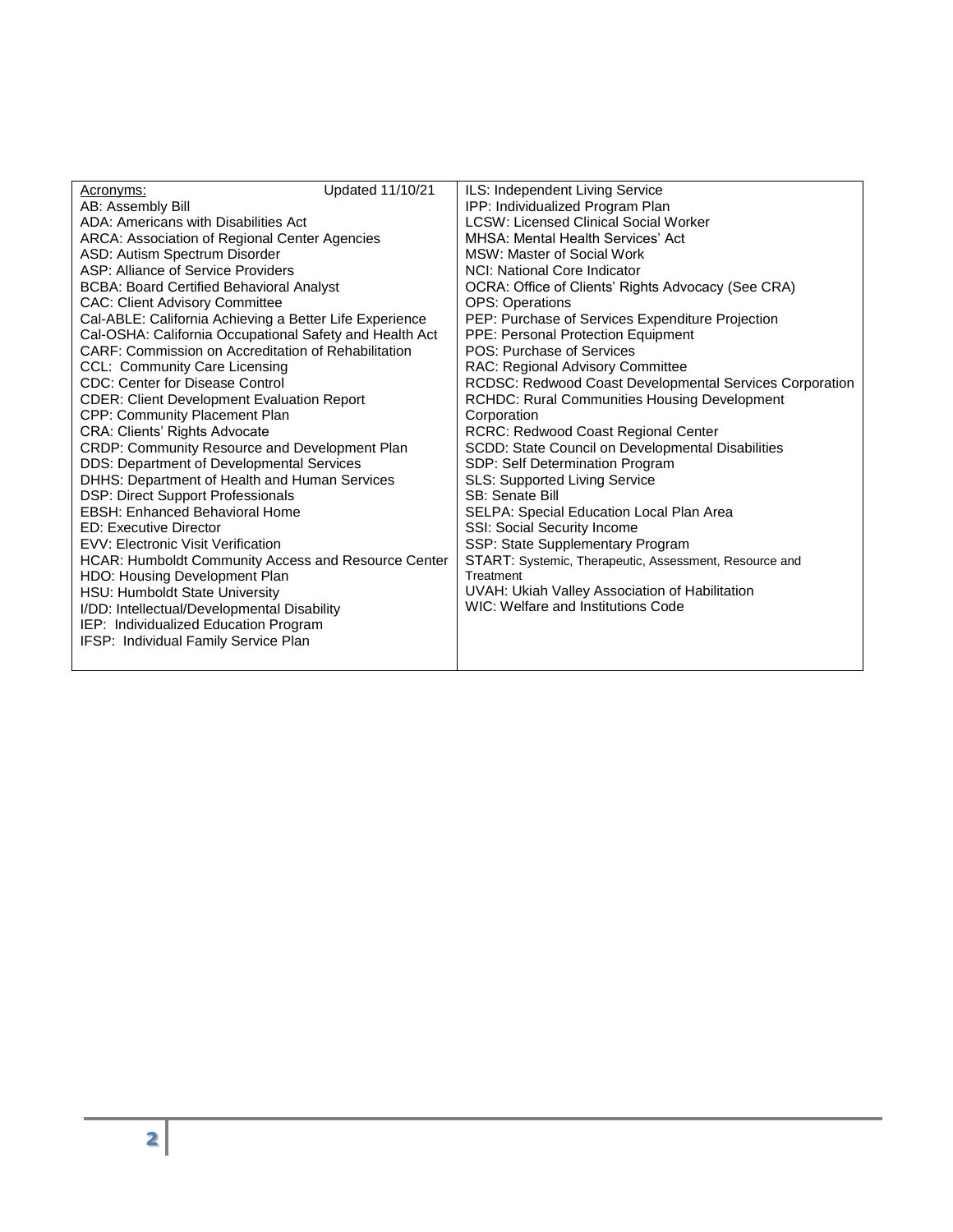<u>Acronyms:</u> Updated 11/10/21

AB: Assembly Bill
ADA: Americans with Disabilities Act
ARCA: Association of Regional Center Agencies
ASD: Autism Spectrum Disorder
ASP: Alliance of Service Providers
BCBA: Board Certified Behavioral Analyst
CAC: Client Advisory Committee
Cal-ABLE: California Achieving a Better Life Experience
Cal-OSHA: California Occupational Safety and Health Act
CARF: Commission on Accreditation of Rehabilitation
CCL: Community Care Licensing
CDC: Center for Disease Control
CDER: Client Development Evaluation Report
CPP: Community Placement Plan
CRA: Clients' Rights Advocate
CRDP: Community Resource and Development Plan
DDS: Department of Developmental Services
DHHS: Department of Health and Human Services
DSP: Direct Support Professionals
EBSH: Enhanced Behavioral Home
ED: Executive Director
EVV: Electronic Visit Verification
HCAR: Humboldt Community Access and Resource Center
HDO: Housing Development Plan
HSU: Humboldt State University
I/DD: Intellectual/Developmental Disability
IEP: Individualized Education Program
IFSP: Individual Family Service Plan
ILS: Independent Living Service
IPP: Individualized Program Plan
LCSW: Licensed Clinical Social Worker
MHSA: Mental Health Services' Act
MSW: Master of Social Work
NCI: National Core Indicator
OCRA: Office of Clients' Rights Advocacy (See CRA)
OPS: Operations
PEP: Purchase of Services Expenditure Projection
PPE: Personal Protection Equipment
POS: Purchase of Services
RAC: Regional Advisory Committee
RCDSC: Redwood Coast Developmental Services Corporation
RCHDC: Rural Communities Housing Development Corporation
RCRC: Redwood Coast Regional Center
SCDD: State Council on Developmental Disabilities
SDP: Self Determination Program
SLS: Supported Living Service
SB: Senate Bill
SELPA: Special Education Local Plan Area
SSI: Social Security Income
SSP: State Supplementary Program
START: Systemic, Therapeutic, Assessment, Resource and Treatment
UVAH: Ukiah Valley Association of Habilitation
WIC: Welfare and Institutions Code